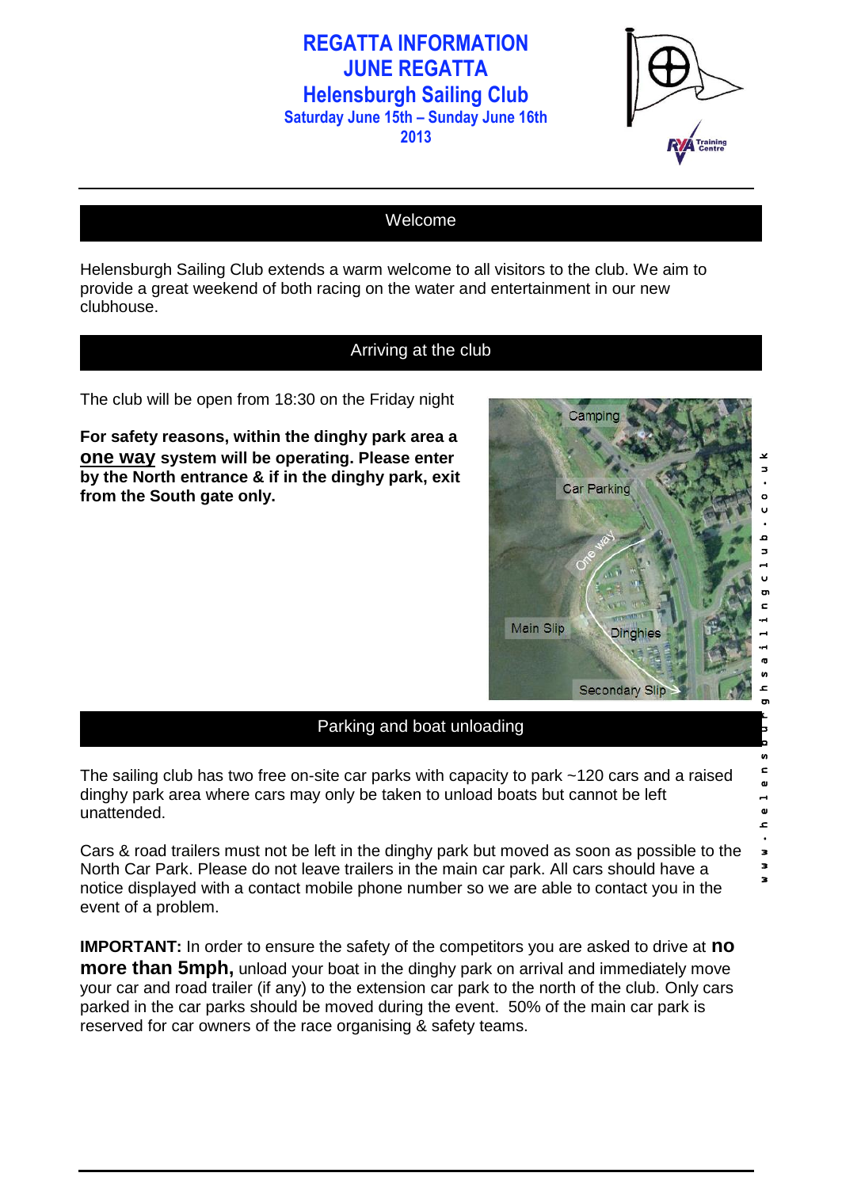# REGATTA INFORMATION
# JUNE REGATTA
# Helensburgh Sailing Club

**Saturday June 15th – Sunday June 16th 2013**

## Welcome

Helensburgh Sailing Club extends a warm welcome to all visitors to the club. We aim to provide a great weekend of both racing on the water and entertainment in our new clubhouse.

## Arriving at the club

The club will be open from 18:30 on the Friday night

**For safety reasons, within the dinghy park area a <u>one way</u> system will be operating. Please enter by the North entrance & if in the dinghy park, exit from the South gate only.**

## Parking and boat unloading

The sailing club has two free on-site car parks with capacity to park ~120 cars and a raised dinghy park area where cars may only be taken to unload boats but cannot be left unattended.

Cars & road trailers must not be left in the dinghy park but moved as soon as possible to the North Car Park. Please do not leave trailers in the main car park. All cars should have a notice displayed with a contact mobile phone number so we are able to contact you in the event of a problem.

**IMPORTANT:** In order to ensure the safety of the competitors you are asked to drive at **no more than 5mph,** unload your boat in the dinghy park on arrival and immediately move your car and road trailer (if any) to the extension car park to the north of the club. Only cars parked in the car parks should be moved during the event. 50% of the main car park is reserved for car owners of the race organising & safety teams.

www.helensburghsailingclub.co.uk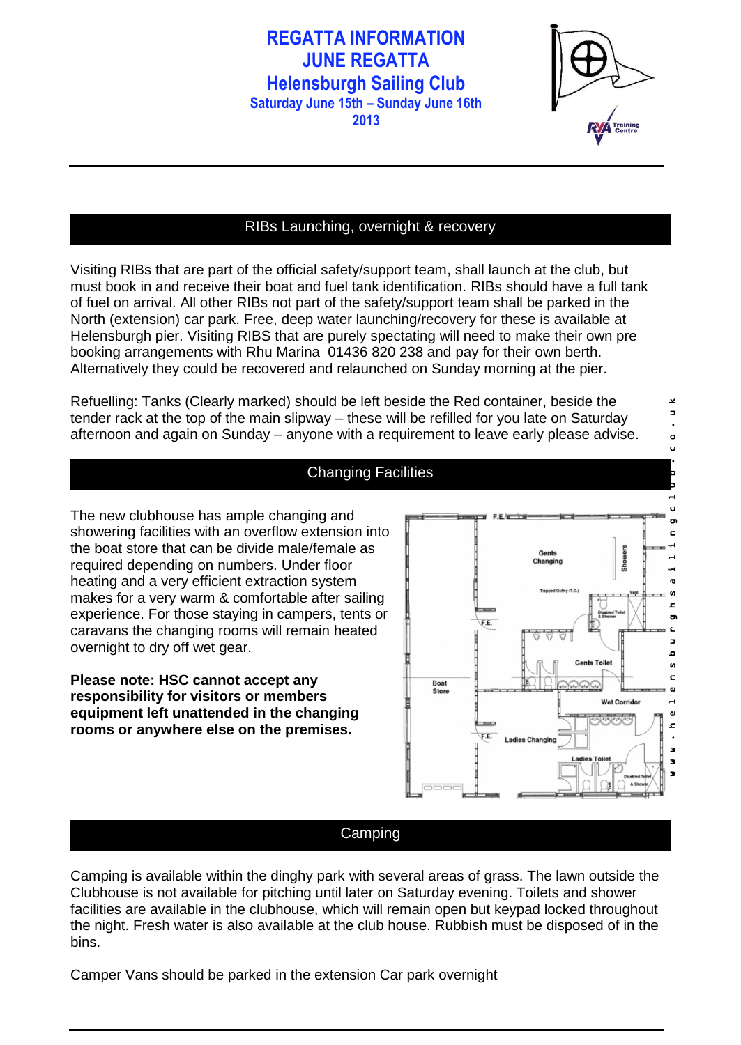# REGATTA INFORMATION
# JUNE REGATTA
# Helensburgh Sailing Club

**Saturday June 15th – Sunday June 16th 2013**

## RIBs Launching, overnight & recovery

Visiting RIBs that are part of the official safety/support team, shall launch at the club, but must book in and receive their boat and fuel tank identification. RIBs should have a full tank of fuel on arrival. All other RIBs not part of the safety/support team shall be parked in the North (extension) car park. Free, deep water launching/recovery for these is available at Helensburgh pier. Visiting RIBS that are purely spectating will need to make their own pre booking arrangements with Rhu Marina 01436 820 238 and pay for their own berth. Alternatively they could be recovered and relaunched on Sunday morning at the pier.

Refuelling: Tanks (Clearly marked) should be left beside the Red container, beside the tender rack at the top of the main slipway – these will be refilled for you late on Saturday afternoon and again on Sunday – anyone with a requirement to leave early please advise.

## Changing Facilities

The new clubhouse has ample changing and showering facilities with an overflow extension into the boat store that can be divide male/female as required depending on numbers. Under floor heating and a very efficient extraction system makes for a very warm & comfortable after sailing experience. For those staying in campers, tents or caravans the changing rooms will remain heated overnight to dry off wet gear.

**Please note: HSC cannot accept any responsibility for visitors or members equipment left unattended in the changing rooms or anywhere else on the premises.**

## Camping

Camping is available within the dinghy park with several areas of grass. The lawn outside the Clubhouse is not available for pitching until later on Saturday evening. Toilets and shower facilities are available in the clubhouse, which will remain open but keypad locked throughout the night. Fresh water is also available at the club house. Rubbish must be disposed of in the bins.

Camper Vans should be parked in the extension Car park overnight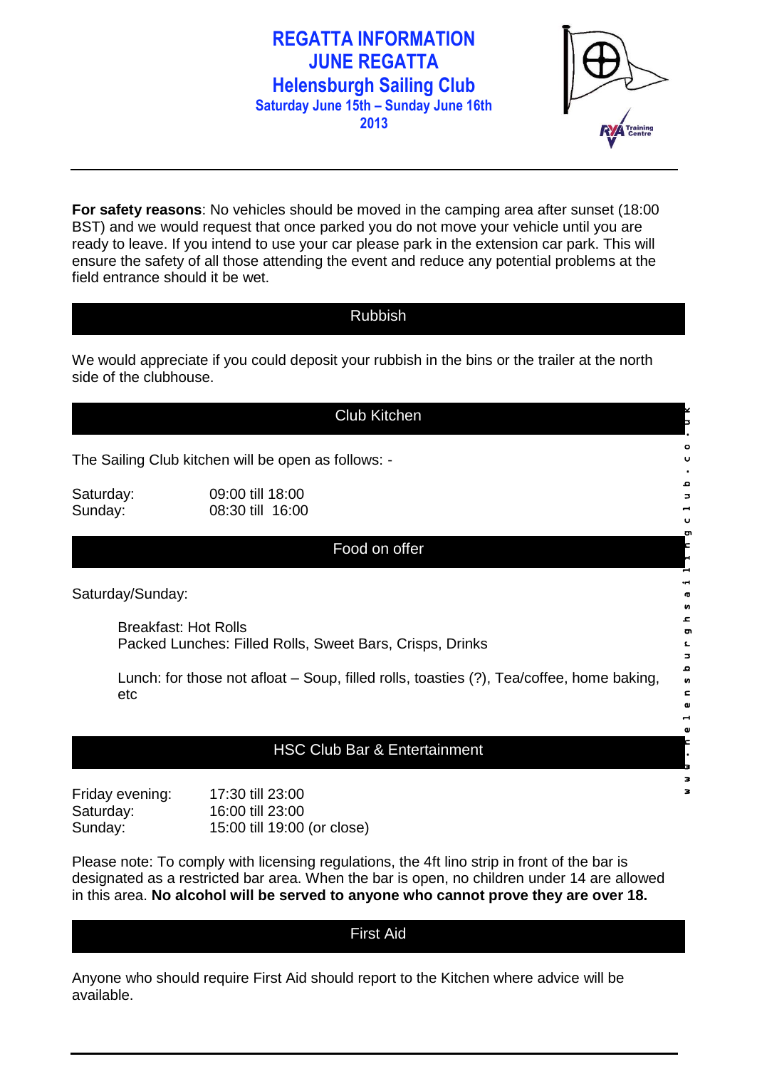# REGATTA INFORMATION
# JUNE REGATTA
# Helensburgh Sailing Club
### Saturday June 15th – Sunday June 16th 2013

**For safety reasons**: No vehicles should be moved in the camping area after sunset (18:00 BST) and we would request that once parked you do not move your vehicle until you are ready to leave. If you intend to use your car please park in the extension car park. This will ensure the safety of all those attending the event and reduce any potential problems at the field entrance should it be wet.

## Rubbish

We would appreciate if you could deposit your rubbish in the bins or the trailer at the north side of the clubhouse.

## Club Kitchen

The Sailing Club kitchen will be open as follows: -

| | |
|---|---|
| Saturday: | 09:00 till 18:00 |
| Sunday: | 08:30 till 16:00 |

## Food on offer

Saturday/Sunday:

Breakfast: Hot Rolls
Packed Lunches: Filled Rolls, Sweet Bars, Crisps, Drinks

Lunch: for those not afloat – Soup, filled rolls, toasties (?), Tea/coffee, home baking, etc

## HSC Club Bar & Entertainment

| | |
|---|---|
| Friday evening: | 17:30 till 23:00 |
| Saturday: | 16:00 till 23:00 |
| Sunday: | 15:00 till 19:00 (or close) |

Please note: To comply with licensing regulations, the 4ft lino strip in front of the bar is designated as a restricted bar area. When the bar is open, no children under 14 are allowed in this area. **No alcohol will be served to anyone who cannot prove they are over 18.**

## First Aid

Anyone who should require First Aid should report to the Kitchen where advice will be available.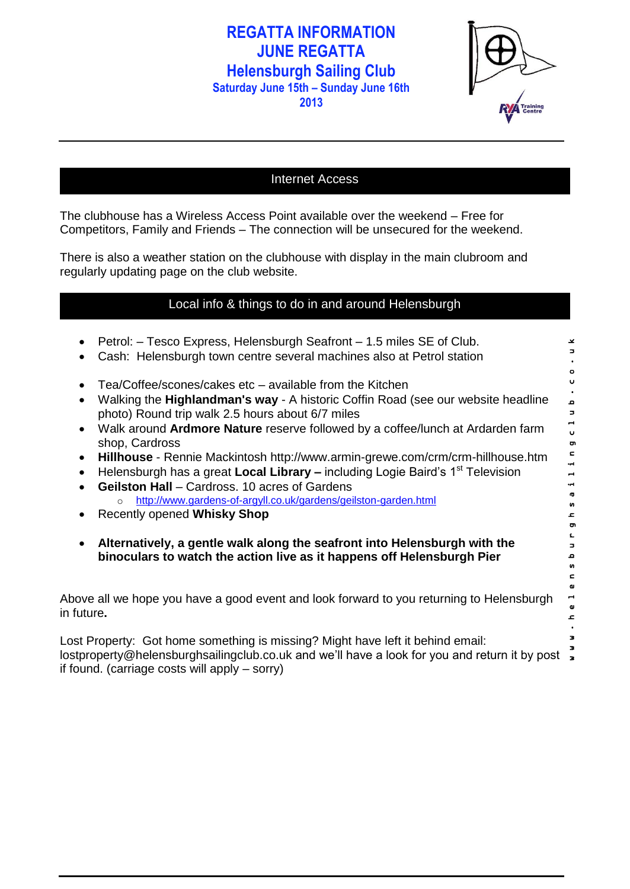# REGATTA INFORMATION
# JUNE REGATTA
# Helensburgh Sailing Club
### Saturday June 15th – Sunday June 16th 2013

## Internet Access

The clubhouse has a Wireless Access Point available over the weekend – Free for Competitors, Family and Friends – The connection will be unsecured for the weekend.

There is also a weather station on the clubhouse with display in the main clubroom and regularly updating page on the club website.

## Local info & things to do in and around Helensburgh

- Petrol: – Tesco Express, Helensburgh Seafront – 1.5 miles SE of Club.
- Cash: Helensburgh town centre several machines also at Petrol station

- Tea/Coffee/scones/cakes etc – available from the Kitchen
- Walking the **Highlandman's way** - A historic Coffin Road (see our website headline photo) Round trip walk 2.5 hours about 6/7 miles
- Walk around **Ardmore Nature** reserve followed by a coffee/lunch at Ardarden farm shop, Cardross
- **Hillhouse** - Rennie Mackintosh http://www.armin-grewe.com/crm/crm-hillhouse.htm
- Helensburgh has a great **Local Library –** including Logie Baird's 1st Television
- **Geilston Hall** – Cardross. 10 acres of Gardens
  - http://www.gardens-of-argyll.co.uk/gardens/geilston-garden.html
- Recently opened **Whisky Shop**

- **Alternatively, a gentle walk along the seafront into Helensburgh with the binoculars to watch the action live as it happens off Helensburgh Pier**

Above all we hope you have a good event and look forward to you returning to Helensburgh in future**.**

Lost Property: Got home something is missing? Might have left it behind email: lostproperty@helensburghsailingclub.co.uk and we'll have a look for you and return it by post if found. (carriage costs will apply – sorry)

www.helensburghsailingclub.co.uk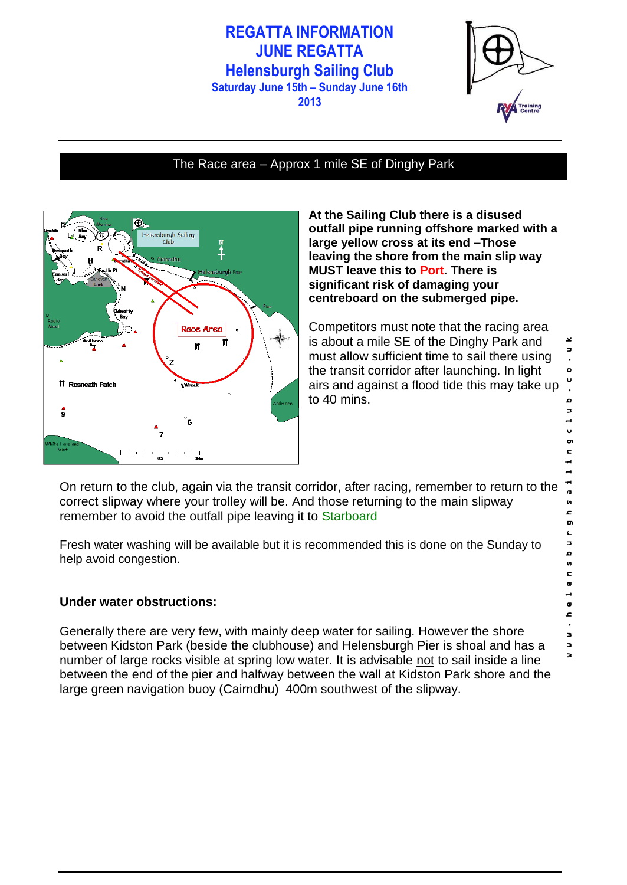# REGATTA INFORMATION
# JUNE REGATTA
# Helensburgh Sailing Club

**Saturday June 15th – Sunday June 16th 2013**

## The Race area – Approx 1 mile SE of Dinghy Park

Helensburgh Sailing Club

Race Area

Rosneath Patch

**At the Sailing Club there is a disused outfall pipe running offshore marked with a large yellow cross at its end –Those leaving the shore from the main slip way MUST leave this to Port. There is significant risk of damaging your centreboard on the submerged pipe.**

Competitors must note that the racing area is about a mile SE of the Dinghy Park and must allow sufficient time to sail there using the transit corridor after launching. In light airs and against a flood tide this may take up to 40 mins.

On return to the club, again via the transit corridor, after racing, remember to return to the correct slipway where your trolley will be. And those returning to the main slipway remember to avoid the outfall pipe leaving it to Starboard

Fresh water washing will be available but it is recommended this is done on the Sunday to help avoid congestion.

### Under water obstructions:

Generally there are very few, with mainly deep water for sailing. However the shore between Kidston Park (beside the clubhouse) and Helensburgh Pier is shoal and has a number of large rocks visible at spring low water. It is advisable not to sail inside a line between the end of the pier and halfway between the wall at Kidston Park shore and the large green navigation buoy (Cairndhu) 400m southwest of the slipway.

www.helensburghsailingclub.co.uk